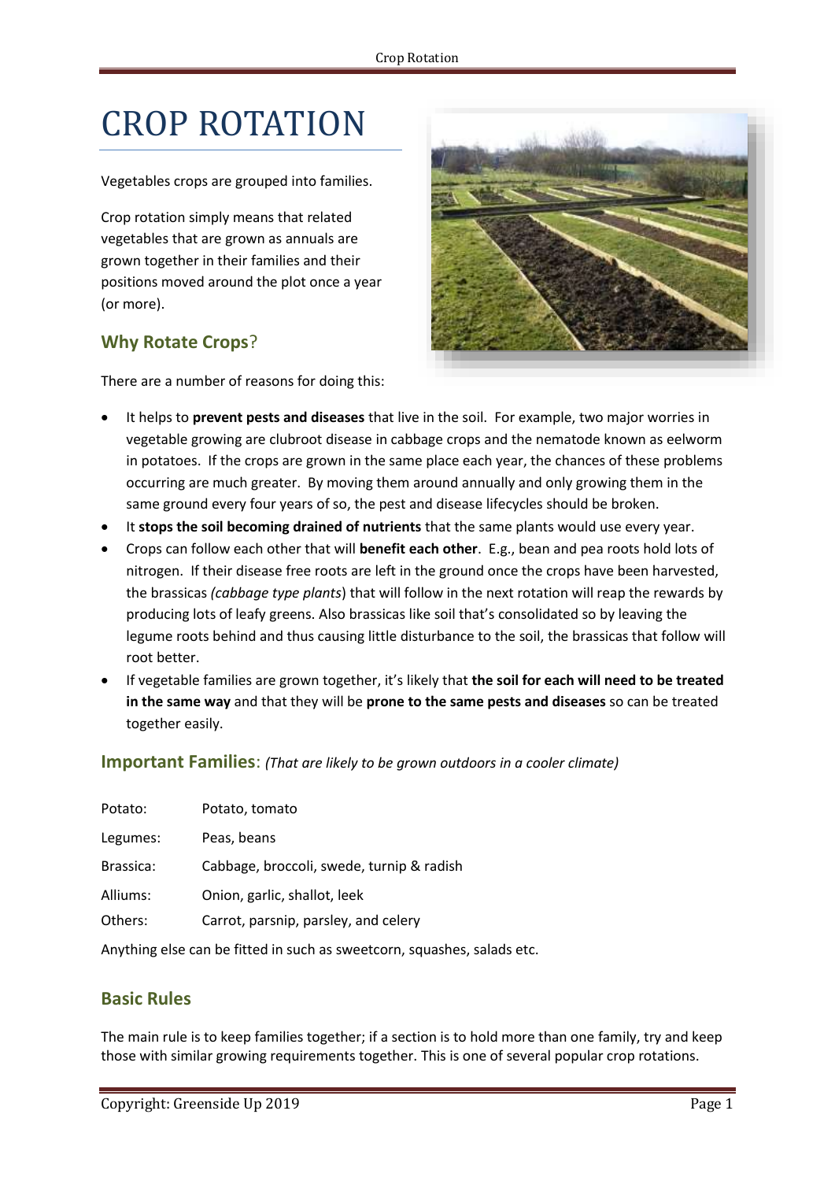# CROP ROTATION

Vegetables crops are grouped into families.

Crop rotation simply means that related vegetables that are grown as annuals are grown together in their families and their positions moved around the plot once a year (or more).

## Why Rotate Crops?

There are a number of reasons for doing this:

- It helps to **prevent pests and diseases** that live in the soil. For example, two major worries in vegetable growing are clubroot disease in cabbage crops and the nematode known as eelworm in potatoes. If the crops are grown in the same place each year, the chances of these problems occurring are much greater. By moving them around annually and only growing them in the same ground every four years of so, the pest and disease lifecycles should be broken.
- It **stops the soil becoming drained of nutrients** that the same plants would use every year.
- Crops can follow each other that will **benefit each other**. E.g., bean and pea roots hold lots of nitrogen. If their disease free roots are left in the ground once the crops have been harvested, the brassicas *(cabbage type plants*) that will follow in the next rotation will reap the rewards by producing lots of leafy greens. Also brassicas like soil that's consolidated so by leaving the legume roots behind and thus causing little disturbance to the soil, the brassicas that follow will root better.
- If vegetable families are grown together, it's likely that **the soil for each will need to be treated in the same way** and that they will be **prone to the same pests and diseases** so can be treated together easily.

## Important Families: *(That are likely to be grown outdoors in a cooler climate)*

| | |
|---|---|
| Potato: | Potato, tomato |
| Legumes: | Peas, beans |
| Brassica: | Cabbage, broccoli, swede, turnip & radish |
| Alliums: | Onion, garlic, shallot, leek |
| Others: | Carrot, parsnip, parsley, and celery |

Anything else can be fitted in such as sweetcorn, squashes, salads etc.

## Basic Rules

The main rule is to keep families together; if a section is to hold more than one family, try and keep those with similar growing requirements together. This is one of several popular crop rotations.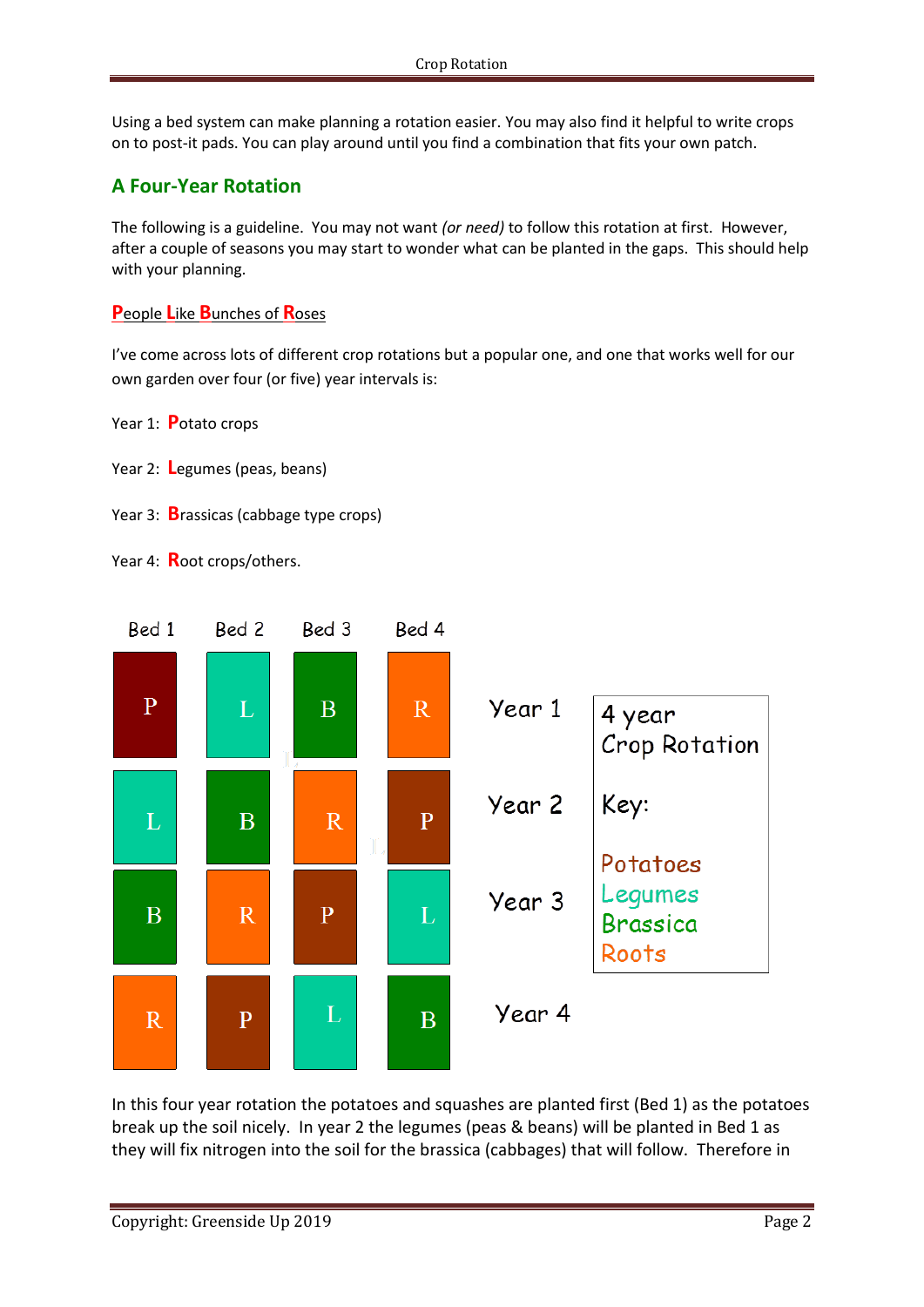Using a bed system can make planning a rotation easier. You may also find it helpful to write crops on to post-it pads. You can play around until you find a combination that fits your own patch.

## A Four-Year Rotation

The following is a guideline. You may not want *(or need)* to follow this rotation at first. However, after a couple of seasons you may start to wonder what can be planted in the gaps. This should help with your planning.

**P**eople **L**ike **B**unches of **R**oses

I've come across lots of different crop rotations but a popular one, and one that works well for our own garden over four (or five) year intervals is:

Year 1: **P**otato crops

Year 2: **L**egumes (peas, beans)

Year 3: **B**rassicas (cabbage type crops)

Year 4: **R**oot crops/others.

| | Bed 1 | Bed 2 | Bed 3 | Bed 4 |
|---|---|---|---|---|
| Year 1 | P | L | B | R |
| Year 2 | L | B | R | P |
| Year 3 | B | R | P | L |
| Year 4 | R | P | L | B |

4 year Crop Rotation

Key:

Potatoes
Legumes
Brassica
Roots

In this four year rotation the potatoes and squashes are planted first (Bed 1) as the potatoes break up the soil nicely. In year 2 the legumes (peas & beans) will be planted in Bed 1 as they will fix nitrogen into the soil for the brassica (cabbages) that will follow. Therefore in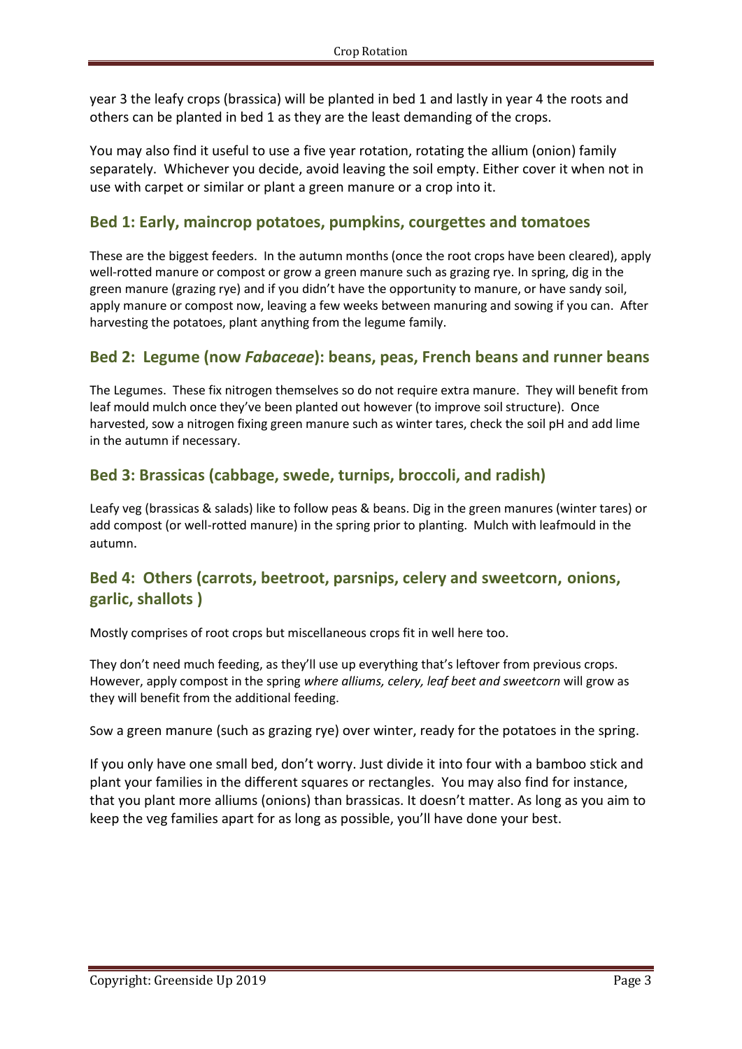year 3 the leafy crops (brassica) will be planted in bed 1 and lastly in year 4 the roots and others can be planted in bed 1 as they are the least demanding of the crops.

You may also find it useful to use a five year rotation, rotating the allium (onion) family separately. Whichever you decide, avoid leaving the soil empty. Either cover it when not in use with carpet or similar or plant a green manure or a crop into it.

## Bed 1: Early, maincrop potatoes, pumpkins, courgettes and tomatoes

These are the biggest feeders. In the autumn months (once the root crops have been cleared), apply well-rotted manure or compost or grow a green manure such as grazing rye. In spring, dig in the green manure (grazing rye) and if you didn't have the opportunity to manure, or have sandy soil, apply manure or compost now, leaving a few weeks between manuring and sowing if you can. After harvesting the potatoes, plant anything from the legume family.

## Bed 2: Legume (now *Fabaceae*): beans, peas, French beans and runner beans

The Legumes. These fix nitrogen themselves so do not require extra manure. They will benefit from leaf mould mulch once they've been planted out however (to improve soil structure). Once harvested, sow a nitrogen fixing green manure such as winter tares, check the soil pH and add lime in the autumn if necessary.

## Bed 3: Brassicas (cabbage, swede, turnips, broccoli, and radish)

Leafy veg (brassicas & salads) like to follow peas & beans. Dig in the green manures (winter tares) or add compost (or well-rotted manure) in the spring prior to planting. Mulch with leafmould in the autumn.

## Bed 4: Others (carrots, beetroot, parsnips, celery and sweetcorn, onions, garlic, shallots )

Mostly comprises of root crops but miscellaneous crops fit in well here too.

They don't need much feeding, as they'll use up everything that's leftover from previous crops. However, apply compost in the spring *where alliums, celery, leaf beet and sweetcorn* will grow as they will benefit from the additional feeding.

Sow a green manure (such as grazing rye) over winter, ready for the potatoes in the spring.

If you only have one small bed, don't worry. Just divide it into four with a bamboo stick and plant your families in the different squares or rectangles. You may also find for instance, that you plant more alliums (onions) than brassicas. It doesn't matter. As long as you aim to keep the veg families apart for as long as possible, you'll have done your best.